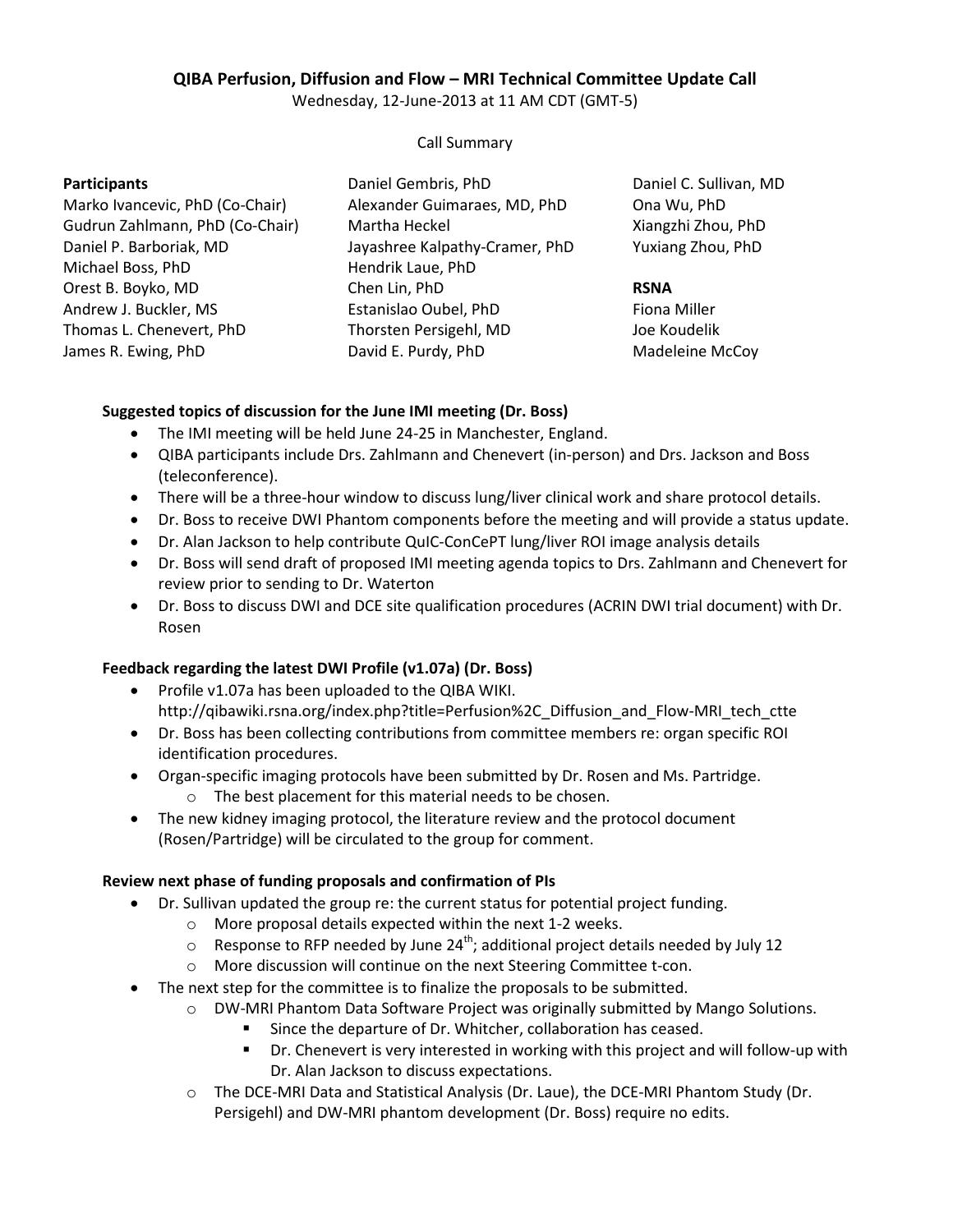# QIBA Perfusion, Diffusion and Flow – MRI Technical Committee Update Call

Wednesday, 12-June-2013 at 11 AM CDT (GMT-5)

Call Summary

**Participants**

Marko Ivancevic, PhD (Co-Chair)
Gudrun Zahlmann, PhD (Co-Chair)
Daniel P. Barboriak, MD
Michael Boss, PhD
Orest B. Boyko, MD
Andrew J. Buckler, MS
Thomas L. Chenevert, PhD
James R. Ewing, PhD
Daniel Gembris, PhD
Alexander Guimaraes, MD, PhD
Martha Heckel
Jayashree Kalpathy-Cramer, PhD
Hendrik Laue, PhD
Chen Lin, PhD
Estanislao Oubel, PhD
Thorsten Persigehl, MD
David E. Purdy, PhD
Daniel C. Sullivan, MD
Ona Wu, PhD
Xiangzhi Zhou, PhD
Yuxiang Zhou, PhD

**RSNA**

Fiona Miller
Joe Koudelik
Madeleine McCoy

**Suggested topics of discussion for the June IMI meeting (Dr. Boss)**

- The IMI meeting will be held June 24-25 in Manchester, England.
- QIBA participants include Drs. Zahlmann and Chenevert (in-person) and Drs. Jackson and Boss (teleconference).
- There will be a three-hour window to discuss lung/liver clinical work and share protocol details.
- Dr. Boss to receive DWI Phantom components before the meeting and will provide a status update.
- Dr. Alan Jackson to help contribute QuIC-ConCePT lung/liver ROI image analysis details
- Dr. Boss will send draft of proposed IMI meeting agenda topics to Drs. Zahlmann and Chenevert for review prior to sending to Dr. Waterton
- Dr. Boss to discuss DWI and DCE site qualification procedures (ACRIN DWI trial document) with Dr. Rosen

**Feedback regarding the latest DWI Profile (v1.07a) (Dr. Boss)**

- Profile v1.07a has been uploaded to the QIBA WIKI. http://qibawiki.rsna.org/index.php?title=Perfusion%2C_Diffusion_and_Flow-MRI_tech_ctte
- Dr. Boss has been collecting contributions from committee members re: organ specific ROI identification procedures.
- Organ-specific imaging protocols have been submitted by Dr. Rosen and Ms. Partridge.
  - The best placement for this material needs to be chosen.
- The new kidney imaging protocol, the literature review and the protocol document (Rosen/Partridge) will be circulated to the group for comment.

**Review next phase of funding proposals and confirmation of PIs**

- Dr. Sullivan updated the group re: the current status for potential project funding.
  - More proposal details expected within the next 1-2 weeks.
  - Response to RFP needed by June 24th; additional project details needed by July 12
  - More discussion will continue on the next Steering Committee t-con.
- The next step for the committee is to finalize the proposals to be submitted.
  - DW-MRI Phantom Data Software Project was originally submitted by Mango Solutions.
    - Since the departure of Dr. Whitcher, collaboration has ceased.
    - Dr. Chenevert is very interested in working with this project and will follow-up with Dr. Alan Jackson to discuss expectations.
  - The DCE-MRI Data and Statistical Analysis (Dr. Laue), the DCE-MRI Phantom Study (Dr. Persigehl) and DW-MRI phantom development (Dr. Boss) require no edits.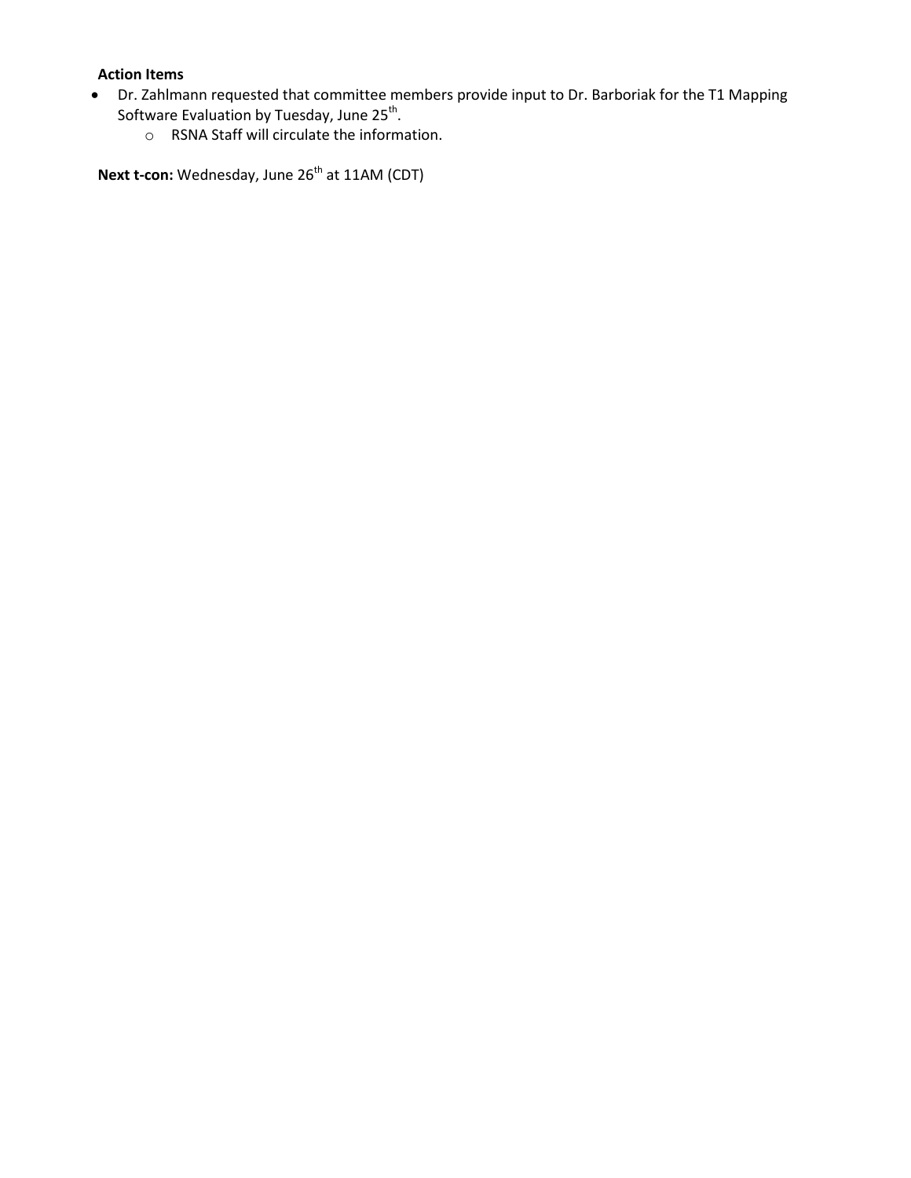**Action Items**

- Dr. Zahlmann requested that committee members provide input to Dr. Barboriak for the T1 Mapping Software Evaluation by Tuesday, June 25th.
    - RSNA Staff will circulate the information.

**Next t-con:** Wednesday, June 26th at 11AM (CDT)